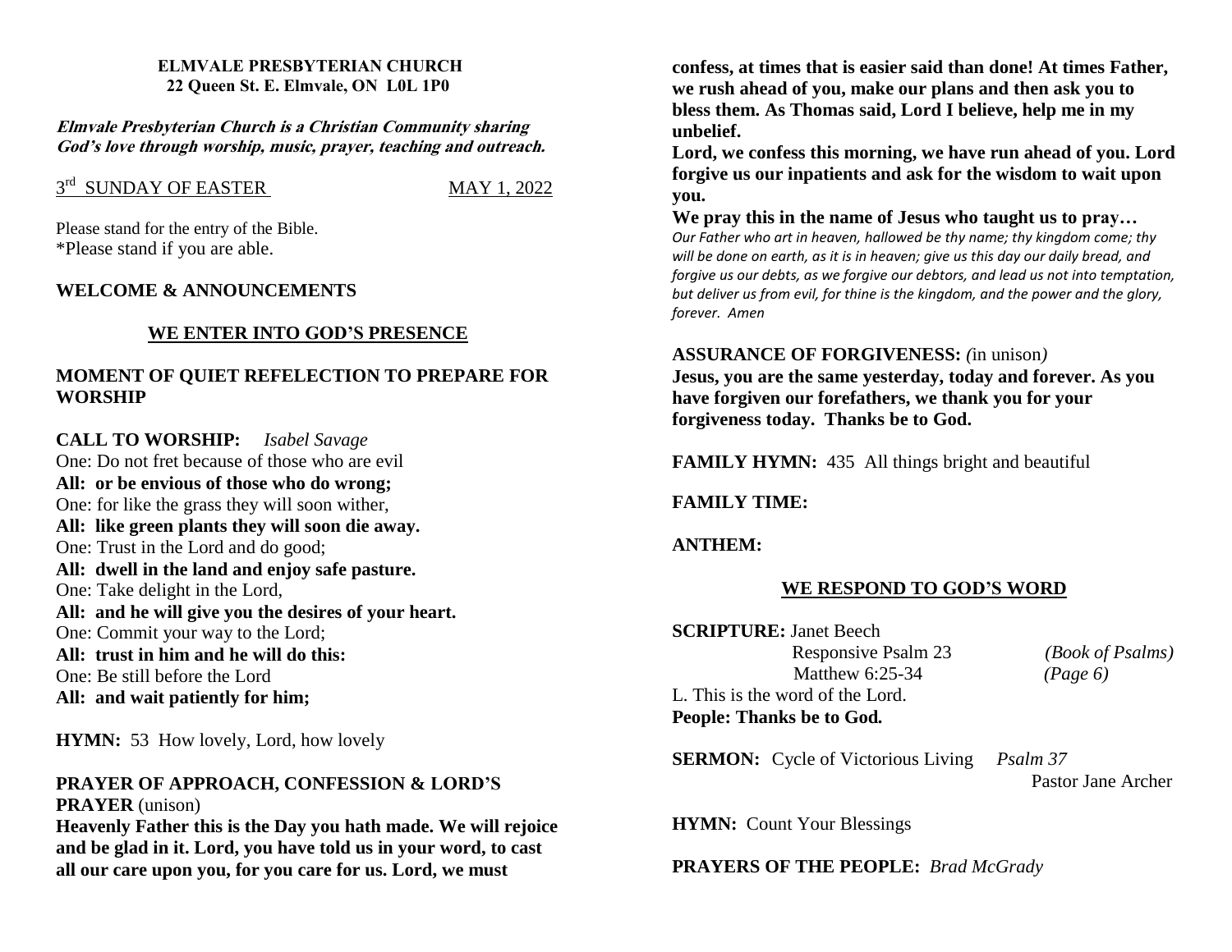**ELMVALE PRESBYTERIAN CHURCH**
**22 Queen St. E. Elmvale, ON L0L 1P0**

***Elmvale Presbyterian Church is a Christian Community sharing God's love through worship, music, prayer, teaching and outreach.***

3rd SUNDAY OF EASTER — MAY 1, 2022

Please stand for the entry of the Bible.
*Please stand if you are able.

**WELCOME & ANNOUNCEMENTS**

## WE ENTER INTO GOD'S PRESENCE

**MOMENT OF QUIET REFELECTION TO PREPARE FOR WORSHIP**

**CALL TO WORSHIP:** *Isabel Savage*

One: Do not fret because of those who are evil
**All: or be envious of those who do wrong;**
One: for like the grass they will soon wither,
**All: like green plants they will soon die away.**
One: Trust in the Lord and do good;
**All: dwell in the land and enjoy safe pasture.**
One: Take delight in the Lord,
**All: and he will give you the desires of your heart.**
One: Commit your way to the Lord;
**All: trust in him and he will do this:**
One: Be still before the Lord
**All: and wait patiently for him;**

**HYMN:** 53 How lovely, Lord, how lovely

**PRAYER OF APPROACH, CONFESSION & LORD'S PRAYER** (unison)

**Heavenly Father this is the Day you hath made. We will rejoice and be glad in it. Lord, you have told us in your word, to cast all our care upon you, for you care for us. Lord, we must confess, at times that is easier said than done! At times Father, we rush ahead of you, make our plans and then ask you to bless them. As Thomas said, Lord I believe, help me in my unbelief.**

**Lord, we confess this morning, we have run ahead of you. Lord forgive us our inpatients and ask for the wisdom to wait upon you.**

**We pray this in the name of Jesus who taught us to pray…**

*Our Father who art in heaven, hallowed be thy name; thy kingdom come; thy will be done on earth, as it is in heaven; give us this day our daily bread, and forgive us our debts, as we forgive our debtors, and lead us not into temptation, but deliver us from evil, for thine is the kingdom, and the power and the glory, forever. Amen*

**ASSURANCE OF FORGIVENESS:** *(*in unison*)*

**Jesus, you are the same yesterday, today and forever. As you have forgiven our forefathers, we thank you for your forgiveness today. Thanks be to God.**

**FAMILY HYMN:** 435 All things bright and beautiful

**FAMILY TIME:**

**ANTHEM:**

## WE RESPOND TO GOD'S WORD

**SCRIPTURE:** Janet Beech

Responsive Psalm 23 *(Book of Psalms)*
Matthew 6:25-34 *(Page 6)*

L. This is the word of the Lord.
**People: Thanks be to God.**

**SERMON:** Cycle of Victorious Living *Psalm 37*
Pastor Jane Archer

**HYMN:** Count Your Blessings

**PRAYERS OF THE PEOPLE:** *Brad McGrady*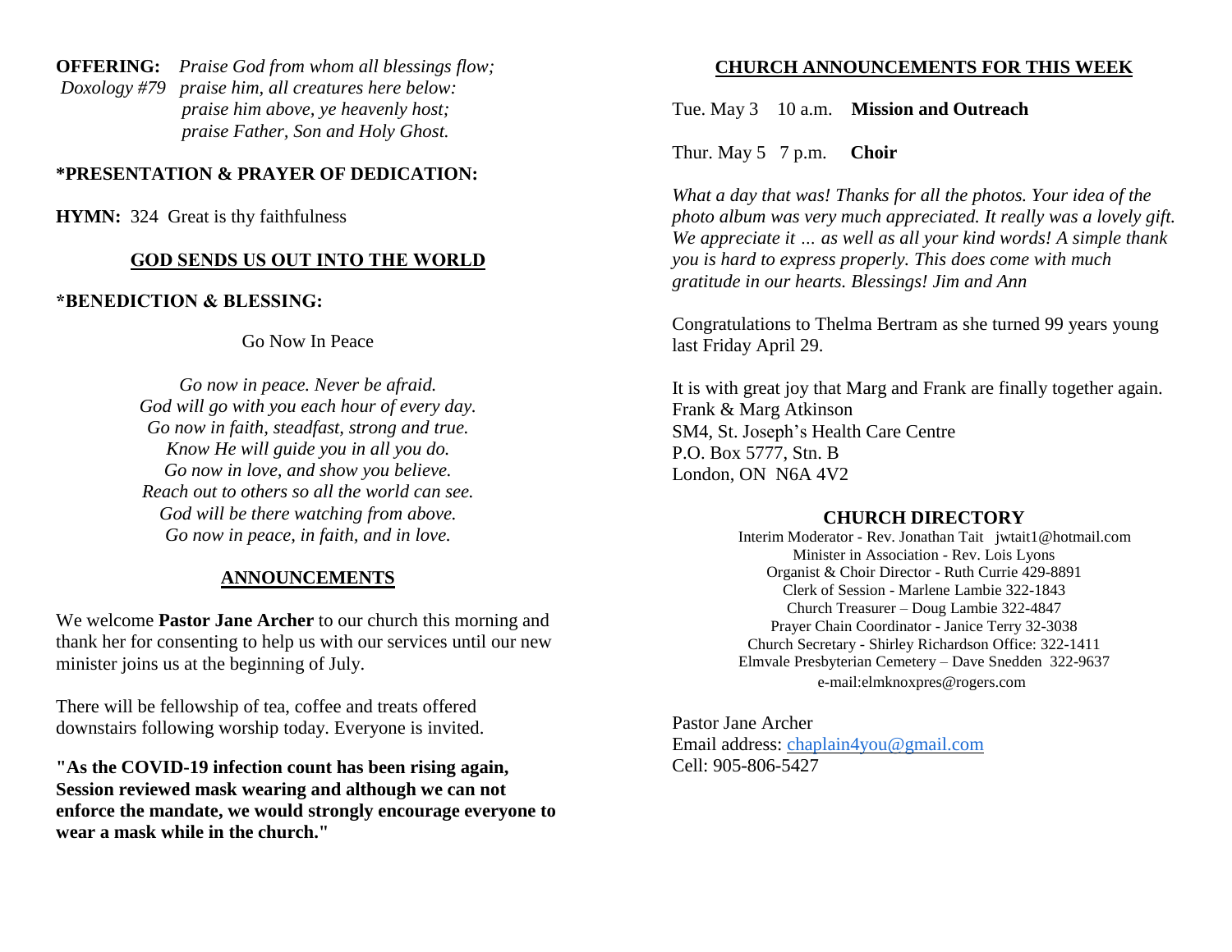**OFFERING:** *Praise God from whom all blessings flow;*
*Doxology #79* *praise him, all creatures here below:*
*praise him above, ye heavenly host;*
*praise Father, Son and Holy Ghost.*

**\*PRESENTATION & PRAYER OF DEDICATION:**

**HYMN:** 324 Great is thy faithfulness

## GOD SENDS US OUT INTO THE WORLD

**\*BENEDICTION & BLESSING:**

Go Now In Peace

*Go now in peace. Never be afraid.*
*God will go with you each hour of every day.*
*Go now in faith, steadfast, strong and true.*
*Know He will guide you in all you do.*
*Go now in love, and show you believe.*
*Reach out to others so all the world can see.*
*God will be there watching from above.*
*Go now in peace, in faith, and in love.*

## ANNOUNCEMENTS

We welcome **Pastor Jane Archer** to our church this morning and thank her for consenting to help us with our services until our new minister joins us at the beginning of July.

There will be fellowship of tea, coffee and treats offered downstairs following worship today. Everyone is invited.

**"As the COVID-19 infection count has been rising again, Session reviewed mask wearing and although we can not enforce the mandate, we would strongly encourage everyone to wear a mask while in the church."**

## CHURCH ANNOUNCEMENTS FOR THIS WEEK

Tue. May 3 10 a.m. **Mission and Outreach**

Thur. May 5 7 p.m. **Choir**

*What a day that was! Thanks for all the photos. Your idea of the photo album was very much appreciated. It really was a lovely gift. We appreciate it … as well as all your kind words! A simple thank you is hard to express properly. This does come with much gratitude in our hearts. Blessings! Jim and Ann*

Congratulations to Thelma Bertram as she turned 99 years young last Friday April 29.

It is with great joy that Marg and Frank are finally together again.
Frank & Marg Atkinson
SM4, St. Joseph's Health Care Centre
P.O. Box 5777, Stn. B
London, ON N6A 4V2

## CHURCH DIRECTORY

Interim Moderator - Rev. Jonathan Tait jwtait1@hotmail.com
Minister in Association - Rev. Lois Lyons
Organist & Choir Director - Ruth Currie 429-8891
Clerk of Session - Marlene Lambie 322-1843
Church Treasurer – Doug Lambie 322-4847
Prayer Chain Coordinator - Janice Terry 32-3038
Church Secretary - Shirley Richardson Office: 322-1411
Elmvale Presbyterian Cemetery – Dave Snedden 322-9637
e-mail:elmknoxpres@rogers.com

Pastor Jane Archer
Email address: chaplain4you@gmail.com
Cell: 905-806-5427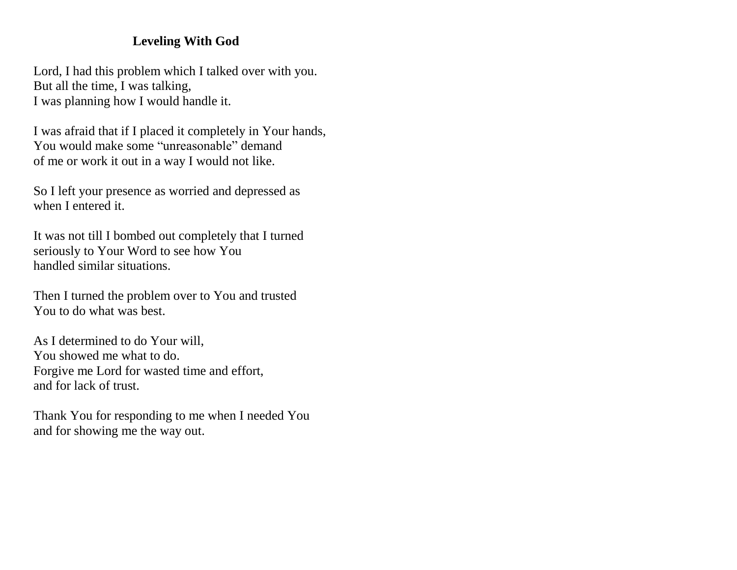**Leveling With God**

Lord, I had this problem which I talked over with you.
But all the time, I was talking,
I was planning how I would handle it.

I was afraid that if I placed it completely in Your hands,
You would make some "unreasonable" demand
of me or work it out in a way I would not like.

So I left your presence as worried and depressed as
when I entered it.

It was not till I bombed out completely that I turned
seriously to Your Word to see how You
handled similar situations.

Then I turned the problem over to You and trusted
You to do what was best.

As I determined to do Your will,
You showed me what to do.
Forgive me Lord for wasted time and effort,
and for lack of trust.

Thank You for responding to me when I needed You
and for showing me the way out.